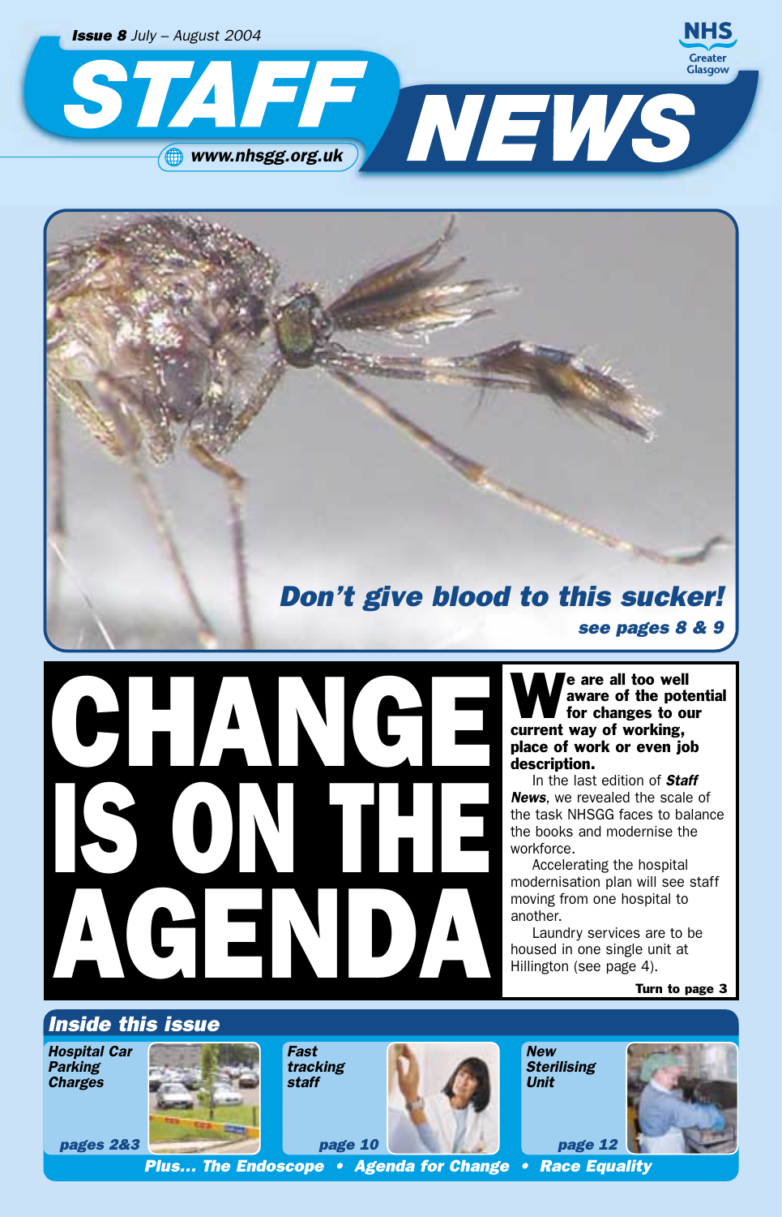**Issue 8** July – August 2004

# STAFF NEWS

www.nhsgg.org.uk

NHS Greater Glasgow

## Don't give blood to this sucker!

*see pages 8 & 9*

# CHANGE IS ON THE AGENDA

**We are all too well aware of the potential for changes to our current way of working, place of work or even job description.**

In the last edition of ***Staff News***, we revealed the scale of the task NHSGG faces to balance the books and modernise the workforce.

Accelerating the hospital modernisation plan will see staff moving from one hospital to another.

Laundry services are to be housed in one single unit at Hillington (see page 4).

**Turn to page 3**

## Inside this issue

- *Hospital Car Parking Charges* — pages 2&3
- *Fast tracking staff* — page 10
- *New Sterilising Unit* — page 12

*Plus... The Endoscope • Agenda for Change • Race Equality*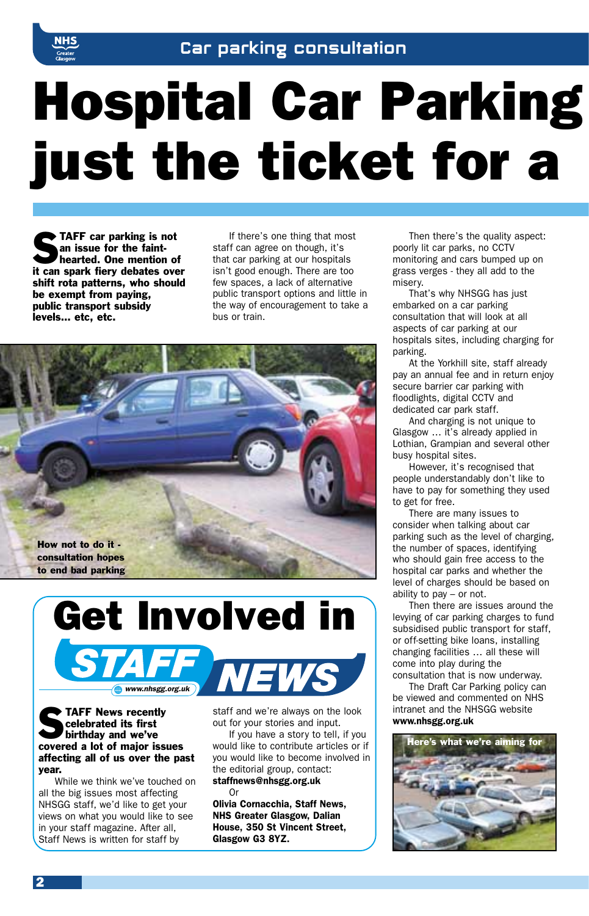# Hospital Car Parking just the ticket for a

**STAFF car parking is not an issue for the faint-hearted. One mention of it can spark fiery debates over shift rota patterns, who should be exempt from paying, public transport subsidy levels... etc, etc.**

If there's one thing that most staff can agree on though, it's that car parking at our hospitals isn't good enough. There are too few spaces, a lack of alternative public transport options and little in the way of encouragement to take a bus or train.

How not to do it - consultation hopes to end bad parking

Then there's the quality aspect: poorly lit car parks, no CCTV monitoring and cars bumped up on grass verges - they all add to the misery.

That's why NHSGG has just embarked on a car parking consultation that will look at all aspects of car parking at our hospitals sites, including charging for parking.

At the Yorkhill site, staff already pay an annual fee and in return enjoy secure barrier car parking with floodlights, digital CCTV and dedicated car park staff.

And charging is not unique to Glasgow ... it's already applied in Lothian, Grampian and several other busy hospital sites.

However, it's recognised that people understandably don't like to have to pay for something they used to get for free.

There are many issues to consider when talking about car parking such as the level of charging, the number of spaces, identifying who should gain free access to the hospital car parks and whether the level of charges should be based on ability to pay – or not.

Then there are issues around the levying of car parking charges to fund subsidised public transport for staff, or off-setting bike loans, installing changing facilities ... all these will come into play during the consultation that is now underway.

The Draft Car Parking policy can be viewed and commented on NHS intranet and the NHSGG website **www.nhsgg.org.uk**

Here's what we're aiming for

## Get Involved in STAFF NEWS

www.nhsgg.org.uk

**STAFF News recently celebrated its first birthday and we've covered a lot of major issues affecting all of us over the past year.**

While we think we've touched on all the big issues most affecting NHSGG staff, we'd like to get your views on what you would like to see in your staff magazine. After all, Staff News is written for staff by staff and we're always on the look out for your stories and input.

If you have a story to tell, if you would like to contribute articles or if you would like to become involved in the editorial group, contact:

**staffnews@nhsgg.org.uk**

Or

**Olivia Cornacchia, Staff News, NHS Greater Glasgow, Dalian House, 350 St Vincent Street, Glasgow G3 8YZ.**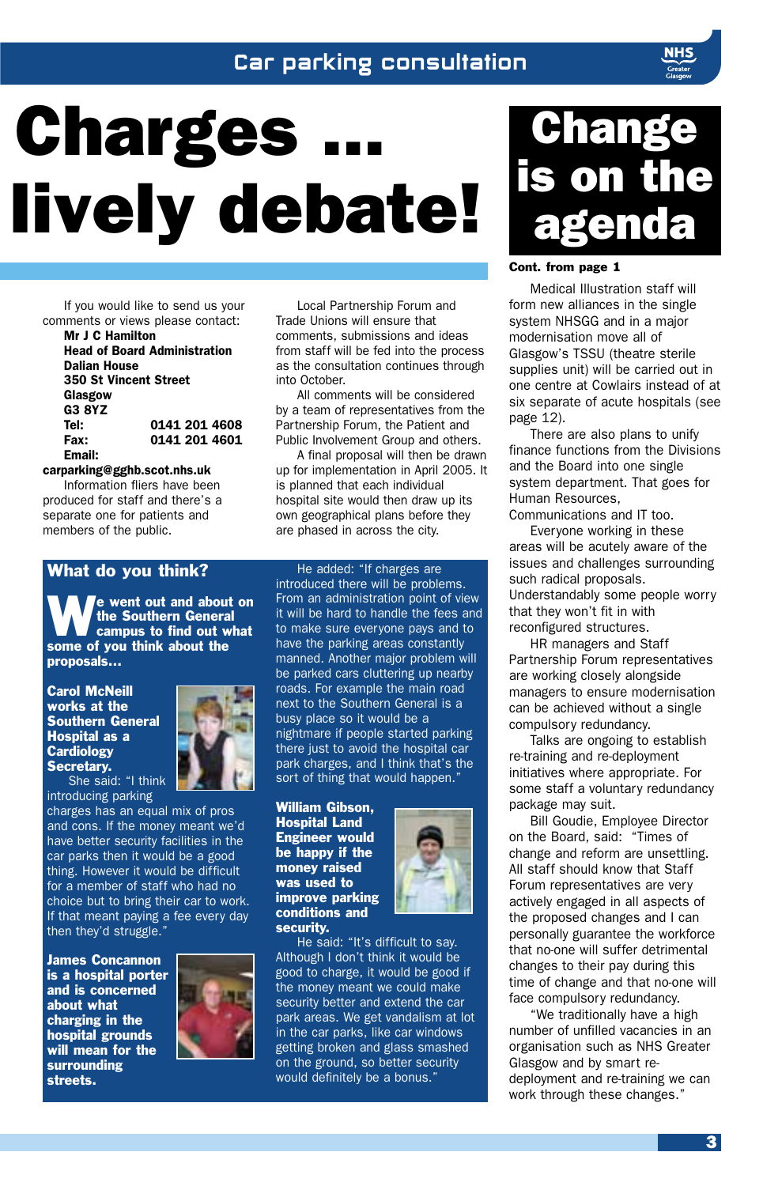# Charges … lively debate!

If you would like to send us your comments or views please contact:

**Mr J C Hamilton**
**Head of Board Administration**
**Dalian House**
**350 St Vincent Street**
**Glasgow**
**G3 8YZ**
**Tel: 0141 201 4608**
**Fax: 0141 201 4601**
**Email:**
**carparking@gghb.scot.nhs.uk**

Information fliers have been produced for staff and there's a separate one for patients and members of the public.

Local Partnership Forum and Trade Unions will ensure that comments, submissions and ideas from staff will be fed into the process as the consultation continues through into October.

All comments will be considered by a team of representatives from the Partnership Forum, the Patient and Public Involvement Group and others.

A final proposal will then be drawn up for implementation in April 2005. It is planned that each individual hospital site would then draw up its own geographical plans before they are phased in across the city.

## What do you think?

**We went out and about on the Southern General campus to find out what some of you think about the proposals…**

**Carol McNeill works at the Southern General Hospital as a Cardiology Secretary.**

She said: "I think introducing parking charges has an equal mix of pros and cons. If the money meant we'd have better security facilities in the car parks then it would be a good thing. However it would be difficult for a member of staff who had no choice but to bring their car to work. If that meant paying a fee every day then they'd struggle."

**James Concannon is a hospital porter and is concerned about what charging in the hospital grounds will mean for the surrounding streets.**

He added: "If charges are introduced there will be problems. From an administration point of view it will be hard to handle the fees and to make sure everyone pays and to have the parking areas constantly manned. Another major problem will be parked cars cluttering up nearby roads. For example the main road next to the Southern General is a busy place so it would be a nightmare if people started parking there just to avoid the hospital car park charges, and I think that's the sort of thing that would happen."

**William Gibson, Hospital Land Engineer would be happy if the money raised was used to improve parking conditions and security.**

He said: "It's difficult to say. Although I don't think it would be good to charge, it would be good if the money meant we could make security better and extend the car park areas. We get vandalism at lot in the car parks, like car windows getting broken and glass smashed on the ground, so better security would definitely be a bonus."

# Change is on the agenda

**Cont. from page 1**

Medical Illustration staff will form new alliances in the single system NHSGG and in a major modernisation move all of Glasgow's TSSU (theatre sterile supplies unit) will be carried out in one centre at Cowlairs instead of at six separate of acute hospitals (see page 12).

There are also plans to unify finance functions from the Divisions and the Board into one single system department. That goes for Human Resources, Communications and IT too.

Everyone working in these areas will be acutely aware of the issues and challenges surrounding such radical proposals. Understandably some people worry that they won't fit in with reconfigured structures.

HR managers and Staff Partnership Forum representatives are working closely alongside managers to ensure modernisation can be achieved without a single compulsory redundancy.

Talks are ongoing to establish re-training and re-deployment initiatives where appropriate. For some staff a voluntary redundancy package may suit.

Bill Goudie, Employee Director on the Board, said: "Times of change and reform are unsettling. All staff should know that Staff Forum representatives are very actively engaged in all aspects of the proposed changes and I can personally guarantee the workforce that no-one will suffer detrimental changes to their pay during this time of change and that no-one will face compulsory redundancy.

"We traditionally have a high number of unfilled vacancies in an organisation such as NHS Greater Glasgow and by smart re-deployment and re-training we can work through these changes."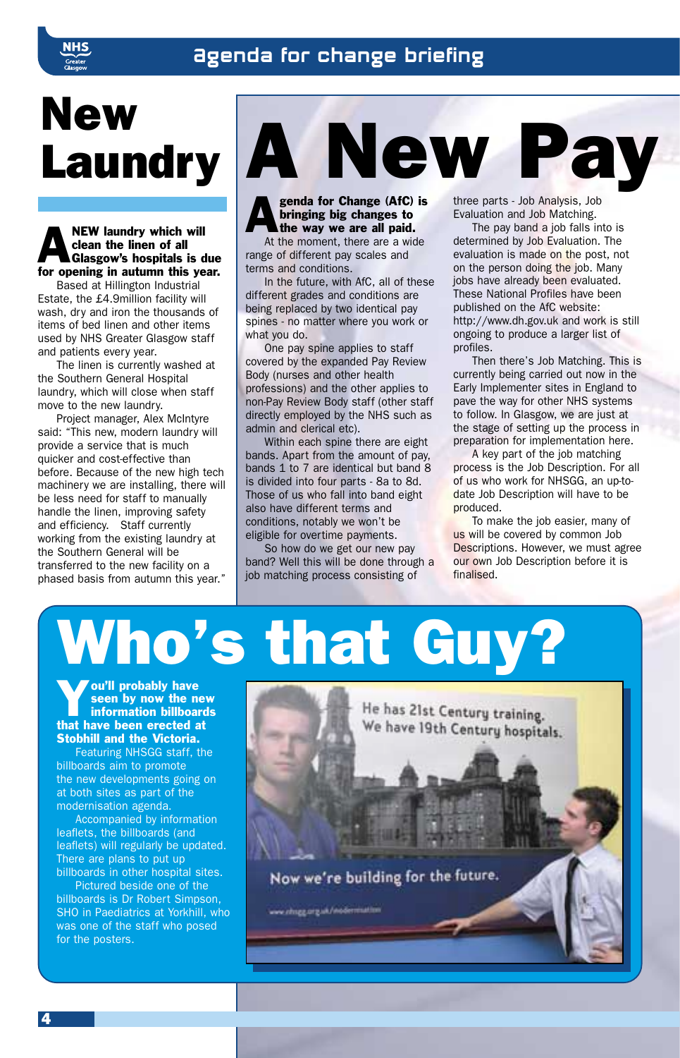# New Laundry

**A NEW laundry which will clean the linen of all Glasgow's hospitals is due for opening in autumn this year.**

Based at Hillington Industrial Estate, the £4.9million facility will wash, dry and iron the thousands of items of bed linen and other items used by NHS Greater Glasgow staff and patients every year.

The linen is currently washed at the Southern General Hospital laundry, which will close when staff move to the new laundry.

Project manager, Alex McIntyre said: "This new, modern laundry will provide a service that is much quicker and cost-effective than before. Because of the new high tech machinery we are installing, there will be less need for staff to manually handle the linen, improving safety and efficiency. Staff currently working from the existing laundry at the Southern General will be transferred to the new facility on a phased basis from autumn this year."

# A New Pay

**Agenda for Change (AfC) is bringing big changes to the way we are all paid.**

At the moment, there are a wide range of different pay scales and terms and conditions.

In the future, with AfC, all of these different grades and conditions are being replaced by two identical pay spines - no matter where you work or what you do.

One pay spine applies to staff covered by the expanded Pay Review Body (nurses and other health professions) and the other applies to non-Pay Review Body staff (other staff directly employed by the NHS such as admin and clerical etc).

Within each spine there are eight bands. Apart from the amount of pay, bands 1 to 7 are identical but band 8 is divided into four parts - 8a to 8d. Those of us who fall into band eight also have different terms and conditions, notably we won't be eligible for overtime payments.

So how do we get our new pay band? Well this will be done through a job matching process consisting of three parts - Job Analysis, Job Evaluation and Job Matching.

The pay band a job falls into is determined by Job Evaluation. The evaluation is made on the post, not on the person doing the job. Many jobs have already been evaluated. These National Profiles have been published on the AfC website: http://www.dh.gov.uk and work is still ongoing to produce a larger list of profiles.

Then there's Job Matching. This is currently being carried out now in the Early Implementer sites in England to pave the way for other NHS systems to follow. In Glasgow, we are just at the stage of setting up the process in preparation for implementation here.

A key part of the job matching process is the Job Description. For all of us who work for NHSGG, an up-to-date Job Description will have to be produced.

To make the job easier, many of us will be covered by common Job Descriptions. However, we must agree our own Job Description before it is finalised.

# Who's that Guy?

**You'll probably have seen by now the new information billboards that have been erected at Stobhill and the Victoria.**

Featuring NHSGG staff, the billboards aim to promote the new developments going on at both sites as part of the modernisation agenda.

Accompanied by information leaflets, the billboards (and leaflets) will regularly be updated. There are plans to put up billboards in other hospital sites.

Pictured beside one of the billboards is Dr Robert Simpson, SHO in Paediatrics at Yorkhill, who was one of the staff who posed for the posters.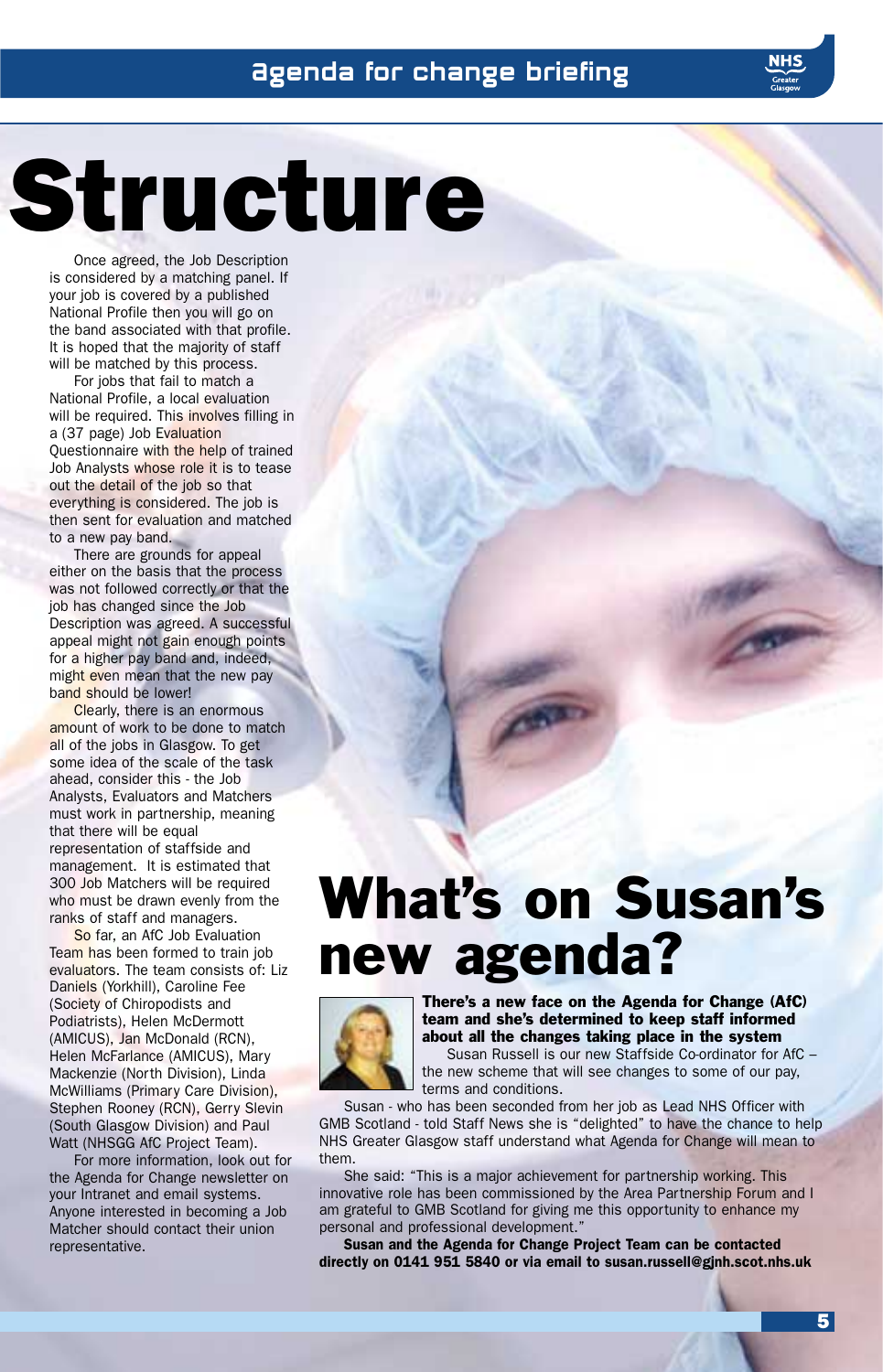# Structure

Once agreed, the Job Description is considered by a matching panel. If your job is covered by a published National Profile then you will go on the band associated with that profile. It is hoped that the majority of staff will be matched by this process.

For jobs that fail to match a National Profile, a local evaluation will be required. This involves filling in a (37 page) Job Evaluation Questionnaire with the help of trained Job Analysts whose role it is to tease out the detail of the job so that everything is considered. The job is then sent for evaluation and matched to a new pay band.

There are grounds for appeal either on the basis that the process was not followed correctly or that the job has changed since the Job Description was agreed. A successful appeal might not gain enough points for a higher pay band and, indeed, might even mean that the new pay band should be lower!

Clearly, there is an enormous amount of work to be done to match all of the jobs in Glasgow. To get some idea of the scale of the task ahead, consider this - the Job Analysts, Evaluators and Matchers must work in partnership, meaning that there will be equal representation of staffside and management. It is estimated that 300 Job Matchers will be required who must be drawn evenly from the ranks of staff and managers.

So far, an AfC Job Evaluation Team has been formed to train job evaluators. The team consists of: Liz Daniels (Yorkhill), Caroline Fee (Society of Chiropodists and Podiatrists), Helen McDermott (AMICUS), Jan McDonald (RCN), Helen McFarlance (AMICUS), Mary Mackenzie (North Division), Linda McWilliams (Primary Care Division), Stephen Rooney (RCN), Gerry Slevin (South Glasgow Division) and Paul Watt (NHSGG AfC Project Team).

For more information, look out for the Agenda for Change newsletter on your Intranet and email systems. Anyone interested in becoming a Job Matcher should contact their union representative.

# What's on Susan's new agenda?

**There's a new face on the Agenda for Change (AfC) team and she's determined to keep staff informed about all the changes taking place in the system**

Susan Russell is our new Staffside Co-ordinator for AfC – the new scheme that will see changes to some of our pay, terms and conditions.

Susan - who has been seconded from her job as Lead NHS Officer with GMB Scotland - told Staff News she is "delighted" to have the chance to help NHS Greater Glasgow staff understand what Agenda for Change will mean to them.

She said: "This is a major achievement for partnership working. This innovative role has been commissioned by the Area Partnership Forum and I am grateful to GMB Scotland for giving me this opportunity to enhance my personal and professional development."

**Susan and the Agenda for Change Project Team can be contacted directly on 0141 951 5840 or via email to susan.russell@gjnh.scot.nhs.uk**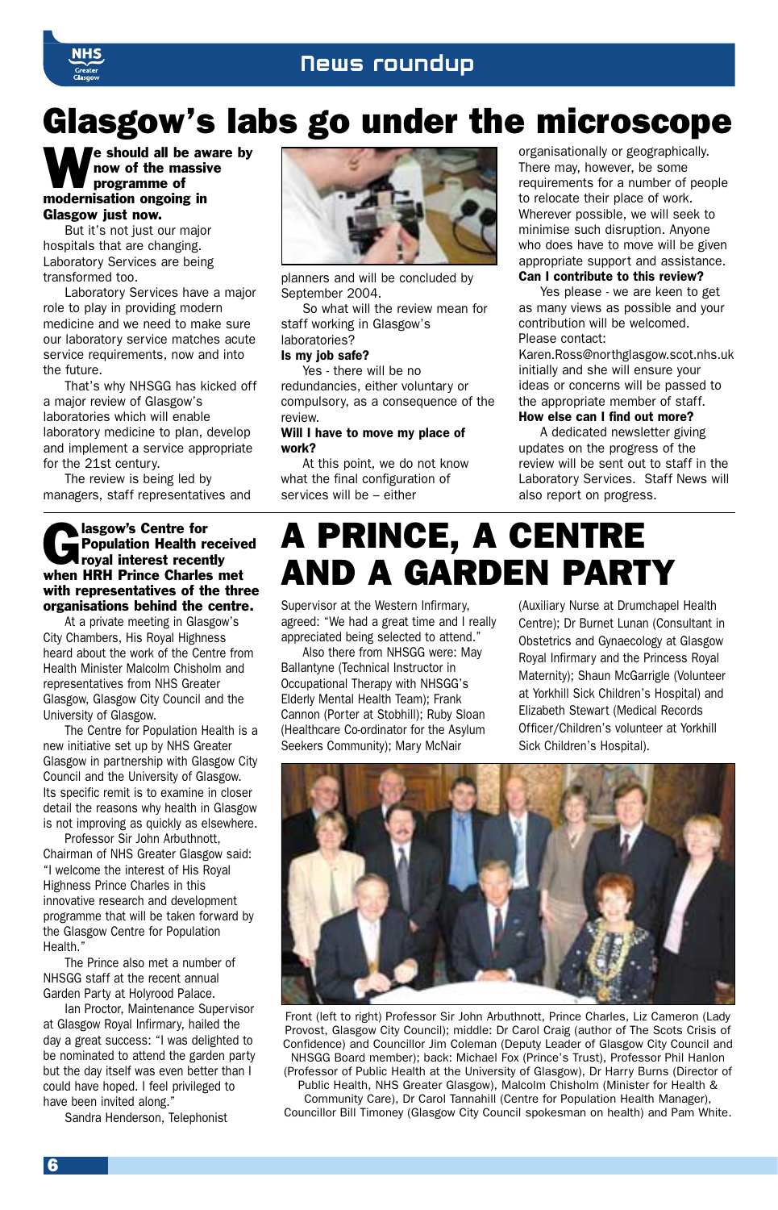# Glasgow's labs go under the microscope

**We should all be aware by now of the massive programme of modernisation ongoing in Glasgow just now.**

But it's not just our major hospitals that are changing. Laboratory Services are being transformed too.

Laboratory Services have a major role to play in providing modern medicine and we need to make sure our laboratory service matches acute service requirements, now and into the future.

That's why NHSGG has kicked off a major review of Glasgow's laboratories which will enable laboratory medicine to plan, develop and implement a service appropriate for the 21st century.

The review is being led by managers, staff representatives and planners and will be concluded by September 2004.

So what will the review mean for staff working in Glasgow's laboratories?

**Is my job safe?**

Yes - there will be no redundancies, either voluntary or compulsory, as a consequence of the review.

**Will I have to move my place of work?**

At this point, we do not know what the final configuration of services will be – either organisationally or geographically. There may, however, be some requirements for a number of people to relocate their place of work. Wherever possible, we will seek to minimise such disruption. Anyone who does have to move will be given appropriate support and assistance.

**Can I contribute to this review?**

Yes please - we are keen to get as many views as possible and your contribution will be welcomed. Please contact: Karen.Ross@northglasgow.scot.nhs.uk initially and she will ensure your ideas or concerns will be passed to the appropriate member of staff.

**How else can I find out more?**

A dedicated newsletter giving updates on the progress of the review will be sent out to staff in the Laboratory Services. Staff News will also report on progress.

# A PRINCE, A CENTRE AND A GARDEN PARTY

**Glasgow's Centre for Population Health received royal interest recently when HRH Prince Charles met with representatives of the three organisations behind the centre.**

At a private meeting in Glasgow's City Chambers, His Royal Highness heard about the work of the Centre from Health Minister Malcolm Chisholm and representatives from NHS Greater Glasgow, Glasgow City Council and the University of Glasgow.

The Centre for Population Health is a new initiative set up by NHS Greater Glasgow in partnership with Glasgow City Council and the University of Glasgow. Its specific remit is to examine in closer detail the reasons why health in Glasgow is not improving as quickly as elsewhere.

Professor Sir John Arbuthnott, Chairman of NHS Greater Glasgow said: "I welcome the interest of His Royal Highness Prince Charles in this innovative research and development programme that will be taken forward by the Glasgow Centre for Population Health."

The Prince also met a number of NHSGG staff at the recent annual Garden Party at Holyrood Palace.

Ian Proctor, Maintenance Supervisor at Glasgow Royal Infirmary, hailed the day a great success: "I was delighted to be nominated to attend the garden party but the day itself was even better than I could have hoped. I feel privileged to have been invited along."

Sandra Henderson, Telephonist Supervisor at the Western Infirmary, agreed: "We had a great time and I really appreciated being selected to attend."

Also there from NHSGG were: May Ballantyne (Technical Instructor in Occupational Therapy with NHSGG's Elderly Mental Health Team); Frank Cannon (Porter at Stobhill); Ruby Sloan (Healthcare Co-ordinator for the Asylum Seekers Community); Mary McNair (Auxiliary Nurse at Drumchapel Health Centre); Dr Burnet Lunan (Consultant in Obstetrics and Gynaecology at Glasgow Royal Infirmary and the Princess Royal Maternity); Shaun McGarrigle (Volunteer at Yorkhill Sick Children's Hospital) and Elizabeth Stewart (Medical Records Officer/Children's volunteer at Yorkhill Sick Children's Hospital).

Front (left to right) Professor Sir John Arbuthnott, Prince Charles, Liz Cameron (Lady Provost, Glasgow City Council); middle: Dr Carol Craig (author of The Scots Crisis of Confidence) and Councillor Jim Coleman (Deputy Leader of Glasgow City Council and NHSGG Board member); back: Michael Fox (Prince's Trust), Professor Phil Hanlon (Professor of Public Health at the University of Glasgow), Dr Harry Burns (Director of Public Health, NHS Greater Glasgow), Malcolm Chisholm (Minister for Health & Community Care), Dr Carol Tannahill (Centre for Population Health Manager), Councillor Bill Timoney (Glasgow City Council spokesman on health) and Pam White.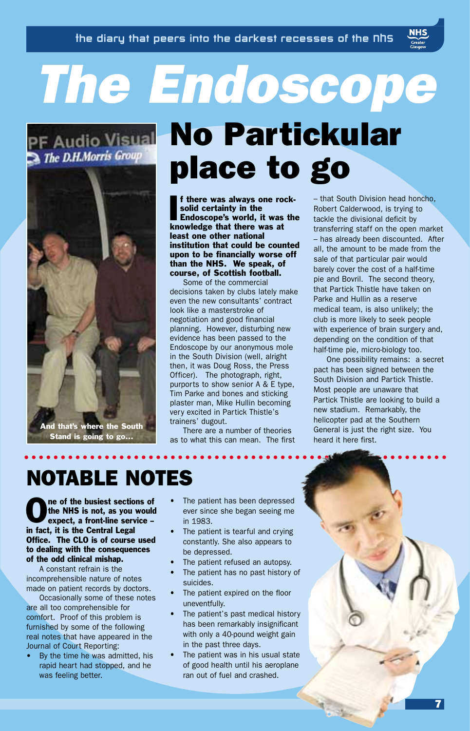# The Endoscope

## No Partickular place to go

**If there was always one rock-solid certainty in the Endoscope's world, it was the knowledge that there was at least one other national institution that could be counted upon to be financially worse off than the NHS. We speak, of course, of Scottish football.**

Some of the commercial decisions taken by clubs lately make even the new consultants' contract look like a masterstroke of negotiation and good financial planning. However, disturbing new evidence has been passed to the Endoscope by our anonymous mole in the South Division (well, alright then, it was Doug Ross, the Press Officer). The photograph, right, purports to show senior A & E type, Tim Parke and bones and sticking plaster man, Mike Hullin becoming very excited in Partick Thistle's trainers' dugout.

There are a number of theories as to what this can mean. The first – that South Division head honcho, Robert Calderwood, is trying to tackle the divisional deficit by transferring staff on the open market – has already been discounted. After all, the amount to be made from the sale of that particular pair would barely cover the cost of a half-time pie and Bovril. The second theory, that Partick Thistle have taken on Parke and Hullin as a reserve medical team, is also unlikely; the club is more likely to seek people with experience of brain surgery and, depending on the condition of that half-time pie, micro-biology too.

One possibility remains: a secret pact has been signed between the South Division and Partick Thistle. Most people are unaware that Partick Thistle are looking to build a new stadium. Remarkably, the helicopter pad at the Southern General is just the right size. You heard it here first.

And that's where the South Stand is going to go...

## NOTABLE NOTES

**One of the busiest sections of the NHS is not, as you would expect, a front-line service – in fact, it is the Central Legal Office. The CLO is of course used to dealing with the consequences of the odd clinical mishap.**

A constant refrain is the incomprehensible nature of notes made on patient records by doctors.

Occasionally some of these notes are all too comprehensible for comfort. Proof of this problem is furnished by some of the following real notes that have appeared in the Journal of Court Reporting:

- By the time he was admitted, his rapid heart had stopped, and he was feeling better.
- The patient has been depressed ever since she began seeing me in 1983.
- The patient is tearful and crying constantly. She also appears to be depressed.
- The patient refused an autopsy.
- The patient has no past history of suicides.
- The patient expired on the floor uneventfully.
- The patient's past medical history has been remarkably insignificant with only a 40-pound weight gain in the past three days.
- The patient was in his usual state of good health until his aeroplane ran out of fuel and crashed.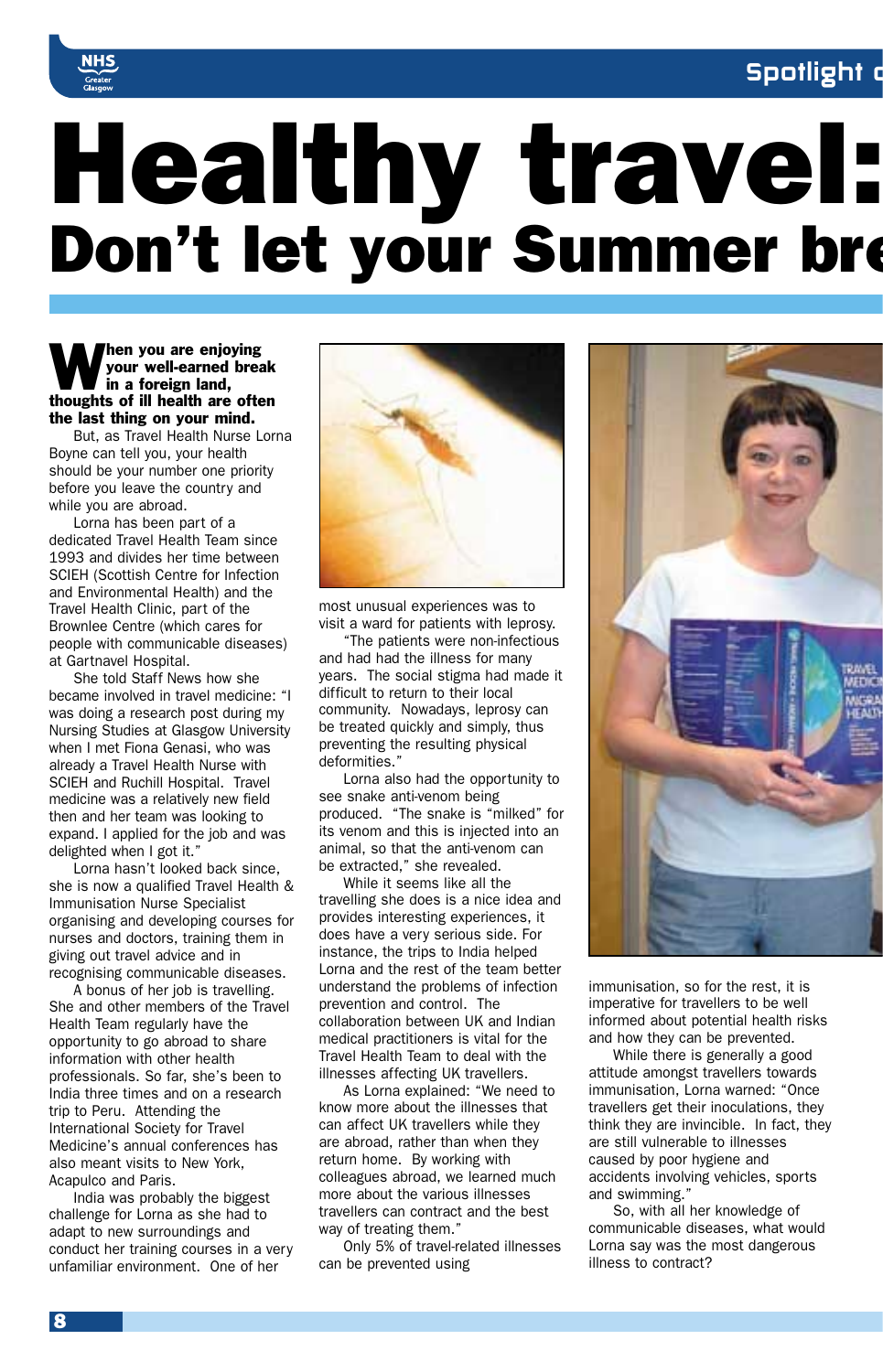# Healthy travel:

## Don't let your Summer bre

**When you are enjoying your well-earned break in a foreign land, thoughts of ill health are often the last thing on your mind.**

But, as Travel Health Nurse Lorna Boyne can tell you, your health should be your number one priority before you leave the country and while you are abroad.

Lorna has been part of a dedicated Travel Health Team since 1993 and divides her time between SCIEH (Scottish Centre for Infection and Environmental Health) and the Travel Health Clinic, part of the Brownlee Centre (which cares for people with communicable diseases) at Gartnavel Hospital.

She told Staff News how she became involved in travel medicine: "I was doing a research post during my Nursing Studies at Glasgow University when I met Fiona Genasi, who was already a Travel Health Nurse with SCIEH and Ruchill Hospital. Travel medicine was a relatively new field then and her team was looking to expand. I applied for the job and was delighted when I got it."

Lorna hasn't looked back since, she is now a qualified Travel Health & Immunisation Nurse Specialist organising and developing courses for nurses and doctors, training them in giving out travel advice and in recognising communicable diseases.

A bonus of her job is travelling. She and other members of the Travel Health Team regularly have the opportunity to go abroad to share information with other health professionals. So far, she's been to India three times and on a research trip to Peru. Attending the International Society for Travel Medicine's annual conferences has also meant visits to New York, Acapulco and Paris.

India was probably the biggest challenge for Lorna as she had to adapt to new surroundings and conduct her training courses in a very unfamiliar environment. One of her most unusual experiences was to visit a ward for patients with leprosy.

"The patients were non-infectious and had had the illness for many years. The social stigma had made it difficult to return to their local community. Nowadays, leprosy can be treated quickly and simply, thus preventing the resulting physical deformities."

Lorna also had the opportunity to see snake anti-venom being produced. "The snake is "milked" for its venom and this is injected into an animal, so that the anti-venom can be extracted," she revealed.

While it seems like all the travelling she does is a nice idea and provides interesting experiences, it does have a very serious side. For instance, the trips to India helped Lorna and the rest of the team better understand the problems of infection prevention and control. The collaboration between UK and Indian medical practitioners is vital for the Travel Health Team to deal with the illnesses affecting UK travellers.

As Lorna explained: "We need to know more about the illnesses that can affect UK travellers while they are abroad, rather than when they return home. By working with colleagues abroad, we learned much more about the various illnesses travellers can contract and the best way of treating them."

Only 5% of travel-related illnesses can be prevented using immunisation, so for the rest, it is imperative for travellers to be well informed about potential health risks and how they can be prevented.

While there is generally a good attitude amongst travellers towards immunisation, Lorna warned: "Once travellers get their inoculations, they think they are invincible. In fact, they are still vulnerable to illnesses caused by poor hygiene and accidents involving vehicles, sports and swimming."

So, with all her knowledge of communicable diseases, what would Lorna say was the most dangerous illness to contract?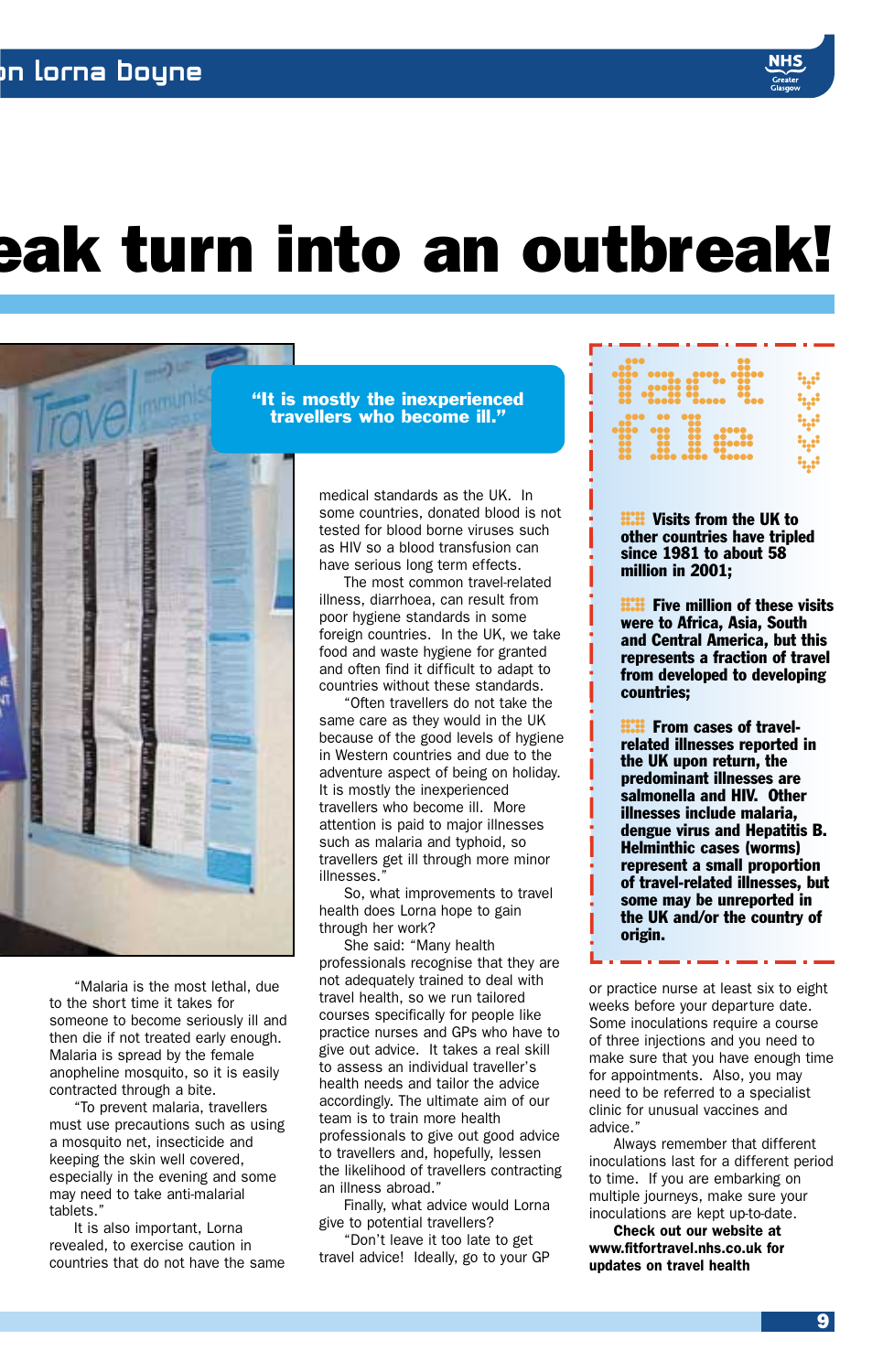# eak turn into an outbreak!

> **"It is mostly the inexperienced travellers who become ill."**

"Malaria is the most lethal, due to the short time it takes for someone to become seriously ill and then die if not treated early enough. Malaria is spread by the female anopheline mosquito, so it is easily contracted through a bite.

"To prevent malaria, travellers must use precautions such as using a mosquito net, insecticide and keeping the skin well covered, especially in the evening and some may need to take anti-malarial tablets."

It is also important, Lorna revealed, to exercise caution in countries that do not have the same medical standards as the UK. In some countries, donated blood is not tested for blood borne viruses such as HIV so a blood transfusion can have serious long term effects.

The most common travel-related illness, diarrhoea, can result from poor hygiene standards in some foreign countries. In the UK, we take food and waste hygiene for granted and often find it difficult to adapt to countries without these standards.

"Often travellers do not take the same care as they would in the UK because of the good levels of hygiene in Western countries and due to the adventure aspect of being on holiday. It is mostly the inexperienced travellers who become ill. More attention is paid to major illnesses such as malaria and typhoid, so travellers get ill through more minor illnesses."

So, what improvements to travel health does Lorna hope to gain through her work?

She said: "Many health professionals recognise that they are not adequately trained to deal with travel health, so we run tailored courses specifically for people like practice nurses and GPs who have to give out advice. It takes a real skill to assess an individual traveller's health needs and tailor the advice accordingly. The ultimate aim of our team is to train more health professionals to give out good advice to travellers and, hopefully, lessen the likelihood of travellers contracting an illness abroad."

Finally, what advice would Lorna give to potential travellers?

"Don't leave it too late to get travel advice! Ideally, go to your GP or practice nurse at least six to eight weeks before your departure date. Some inoculations require a course of three injections and you need to make sure that you have enough time for appointments. Also, you may need to be referred to a specialist clinic for unusual vaccines and advice."

Always remember that different inoculations last for a different period to time. If you are embarking on multiple journeys, make sure your inoculations are kept up-to-date.

**Check out our website at www.fitfortravel.nhs.co.uk for updates on travel health**

## fact file

- **Visits from the UK to other countries have tripled since 1981 to about 58 million in 2001;**
- **Five million of these visits were to Africa, Asia, South and Central America, but this represents a fraction of travel from developed to developing countries;**
- **From cases of travel-related illnesses reported in the UK upon return, the predominant illnesses are salmonella and HIV. Other illnesses include malaria, dengue virus and Hepatitis B. Helminthic cases (worms) represent a small proportion of travel-related illnesses, but some may be unreported in the UK and/or the country of origin.**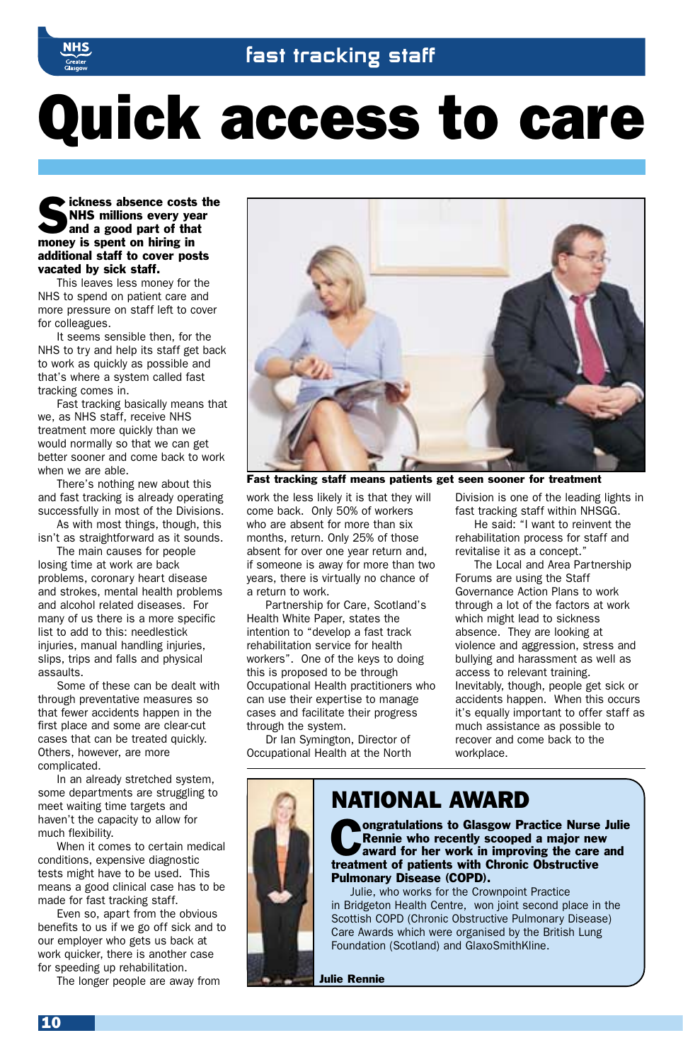# Quick access to care

**Sickness absence costs the NHS millions every year and a good part of that money is spent on hiring in additional staff to cover posts vacated by sick staff.**

This leaves less money for the NHS to spend on patient care and more pressure on staff left to cover for colleagues.

It seems sensible then, for the NHS to try and help its staff get back to work as quickly as possible and that's where a system called fast tracking comes in.

Fast tracking basically means that we, as NHS staff, receive NHS treatment more quickly than we would normally so that we can get better sooner and come back to work when we are able.

There's nothing new about this and fast tracking is already operating successfully in most of the Divisions.

As with most things, though, this isn't as straightforward as it sounds.

The main causes for people losing time at work are back problems, coronary heart disease and strokes, mental health problems and alcohol related diseases. For many of us there is a more specific list to add to this: needlestick injuries, manual handling injuries, slips, trips and falls and physical assaults.

Some of these can be dealt with through preventative measures so that fewer accidents happen in the first place and some are clear-cut cases that can be treated quickly. Others, however, are more complicated.

In an already stretched system, some departments are struggling to meet waiting time targets and haven't the capacity to allow for much flexibility.

When it comes to certain medical conditions, expensive diagnostic tests might have to be used. This means a good clinical case has to be made for fast tracking staff.

Even so, apart from the obvious benefits to us if we go off sick and to our employer who gets us back at work quicker, there is another case for speeding up rehabilitation.

The longer people are away from work the less likely it is that they will come back. Only 50% of workers who are absent for more than six months, return. Only 25% of those absent for over one year return and, if someone is away for more than two years, there is virtually no chance of a return to work.

Partnership for Care, Scotland's Health White Paper, states the intention to "develop a fast track rehabilitation service for health workers". One of the keys to doing this is proposed to be through Occupational Health practitioners who can use their expertise to manage cases and facilitate their progress through the system.

Dr Ian Symington, Director of Occupational Health at the North Division is one of the leading lights in fast tracking staff within NHSGG.

He said: "I want to reinvent the rehabilitation process for staff and revitalise it as a concept."

The Local and Area Partnership Forums are using the Staff Governance Action Plans to work through a lot of the factors at work which might lead to sickness absence. They are looking at violence and aggression, stress and bullying and harassment as well as access to relevant training. Inevitably, though, people get sick or accidents happen. When this occurs it's equally important to offer staff as much assistance as possible to recover and come back to the workplace.

**Fast tracking staff means patients get seen sooner for treatment**

## NATIONAL AWARD

**Congratulations to Glasgow Practice Nurse Julie Rennie who recently scooped a major new award for her work in improving the care and treatment of patients with Chronic Obstructive Pulmonary Disease (COPD).**

Julie, who works for the Crownpoint Practice in Bridgeton Health Centre, won joint second place in the Scottish COPD (Chronic Obstructive Pulmonary Disease) Care Awards which were organised by the British Lung Foundation (Scotland) and GlaxoSmithKline.

**Julie Rennie**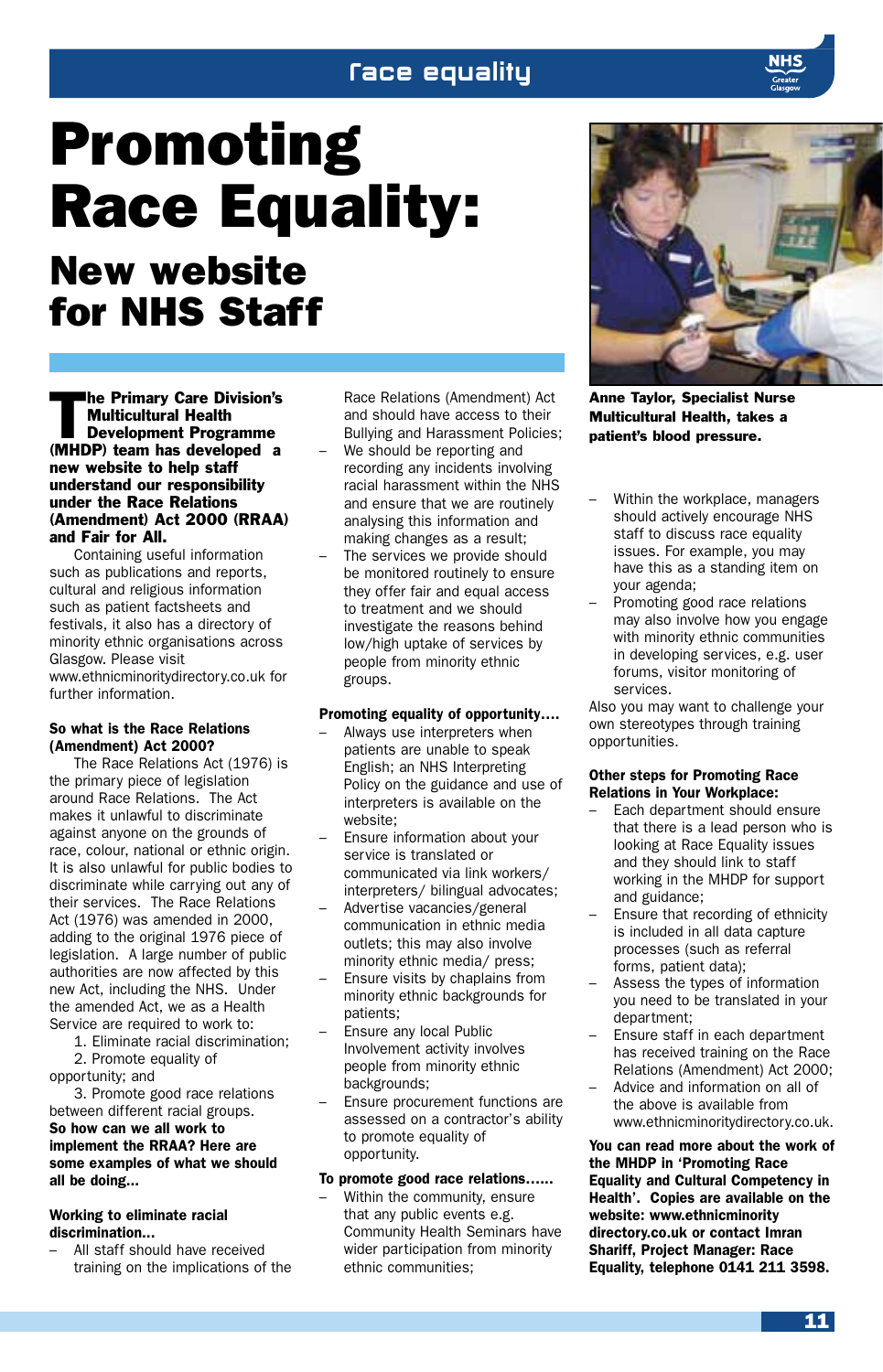# Promoting Race Equality:

## New website for NHS Staff

**The Primary Care Division's Multicultural Health Development Programme (MHDP) team has developed a new website to help staff understand our responsibility under the Race Relations (Amendment) Act 2000 (RRAA) and Fair for All.**

Containing useful information such as publications and reports, cultural and religious information such as patient factsheets and festivals, it also has a directory of minority ethnic organisations across Glasgow. Please visit www.ethnicminoritydirectory.co.uk for further information.

**So what is the Race Relations (Amendment) Act 2000?**

The Race Relations Act (1976) is the primary piece of legislation around Race Relations. The Act makes it unlawful to discriminate against anyone on the grounds of race, colour, national or ethnic origin. It is also unlawful for public bodies to discriminate while carrying out any of their services. The Race Relations Act (1976) was amended in 2000, adding to the original 1976 piece of legislation. A large number of public authorities are now affected by this new Act, including the NHS. Under the amended Act, we as a Health Service are required to work to:

1. Eliminate racial discrimination;
2. Promote equality of opportunity; and
3. Promote good race relations between different racial groups.

**So how can we all work to implement the RRAA? Here are some examples of what we should all be doing...**

**Working to eliminate racial discrimination...**

- All staff should have received training on the implications of the Race Relations (Amendment) Act and should have access to their Bullying and Harassment Policies;
- We should be reporting and recording any incidents involving racial harassment within the NHS and ensure that we are routinely analysing this information and making changes as a result;
- The services we provide should be monitored routinely to ensure they offer fair and equal access to treatment and we should investigate the reasons behind low/high uptake of services by people from minority ethnic groups.

**Promoting equality of opportunity....**

- Always use interpreters when patients are unable to speak English; an NHS Interpreting Policy on the guidance and use of interpreters is available on the website;
- Ensure information about your service is translated or communicated via link workers/ interpreters/ bilingual advocates;
- Advertise vacancies/general communication in ethnic media outlets; this may also involve minority ethnic media/ press;
- Ensure visits by chaplains from minority ethnic backgrounds for patients;
- Ensure any local Public Involvement activity involves people from minority ethnic backgrounds;
- Ensure procurement functions are assessed on a contractor's ability to promote equality of opportunity.

**To promote good race relations......**

- Within the community, ensure that any public events e.g. Community Health Seminars have wider participation from minority ethnic communities;
- Within the workplace, managers should actively encourage NHS staff to discuss race equality issues. For example, you may have this as a standing item on your agenda;
- Promoting good race relations may also involve how you engage with minority ethnic communities in developing services, e.g. user forums, visitor monitoring of services.

Also you may want to challenge your own stereotypes through training opportunities.

**Other steps for Promoting Race Relations in Your Workplace:**

- Each department should ensure that there is a lead person who is looking at Race Equality issues and they should link to staff working in the MHDP for support and guidance;
- Ensure that recording of ethnicity is included in all data capture processes (such as referral forms, patient data);
- Assess the types of information you need to be translated in your department;
- Ensure staff in each department has received training on the Race Relations (Amendment) Act 2000;
- Advice and information on all of the above is available from www.ethnicminoritydirectory.co.uk.

**You can read more about the work of the MHDP in 'Promoting Race Equality and Cultural Competency in Health'. Copies are available on the website: www.ethnicminority directory.co.uk or contact Imran Shariff, Project Manager: Race Equality, telephone 0141 211 3598.**

**Anne Taylor, Specialist Nurse Multicultural Health, takes a patient's blood pressure.**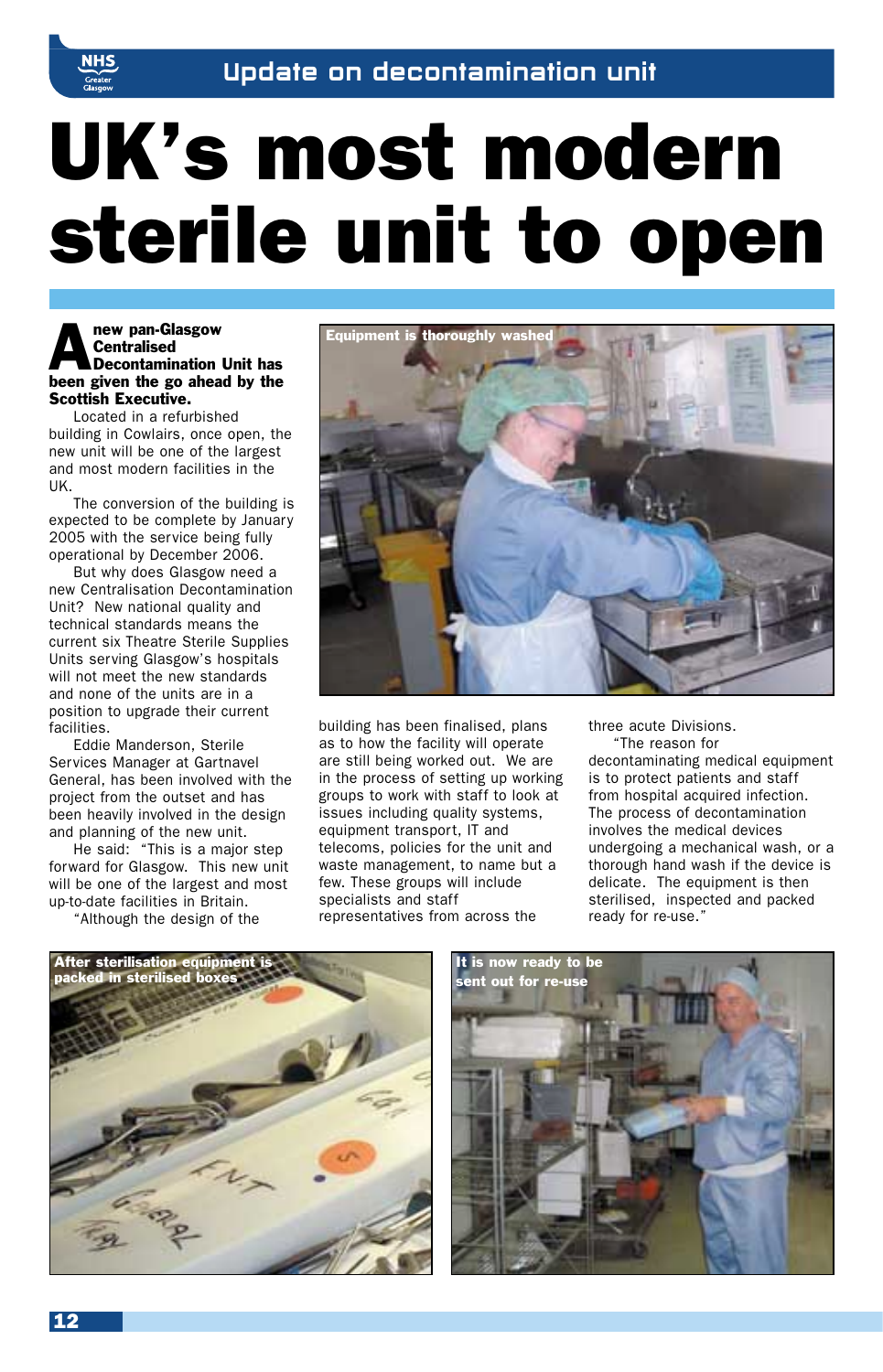Update on decontamination unit

# UK's most modern sterile unit to open

**A new pan-Glasgow Centralised Decontamination Unit has been given the go ahead by the Scottish Executive.**

Located in a refurbished building in Cowlairs, once open, the new unit will be one of the largest and most modern facilities in the UK.

The conversion of the building is expected to be complete by January 2005 with the service being fully operational by December 2006.

But why does Glasgow need a new Centralisation Decontamination Unit? New national quality and technical standards means the current six Theatre Sterile Supplies Units serving Glasgow's hospitals will not meet the new standards and none of the units are in a position to upgrade their current facilities.

Eddie Manderson, Sterile Services Manager at Gartnavel General, has been involved with the project from the outset and has been heavily involved in the design and planning of the new unit.

He said: "This is a major step forward for Glasgow. This new unit will be one of the largest and most up-to-date facilities in Britain.

"Although the design of the building has been finalised, plans as to how the facility will operate are still being worked out. We are in the process of setting up working groups to work with staff to look at issues including quality systems, equipment transport, IT and telecoms, policies for the unit and waste management, to name but a few. These groups will include specialists and staff representatives from across the three acute Divisions.

"The reason for decontaminating medical equipment is to protect patients and staff from hospital acquired infection. The process of decontamination involves the medical devices undergoing a mechanical wash, or a thorough hand wash if the device is delicate. The equipment is then sterilised, inspected and packed ready for re-use."

Equipment is thoroughly washed

After sterilisation equipment is packed in sterilised boxes

It is now ready to be sent out for re-use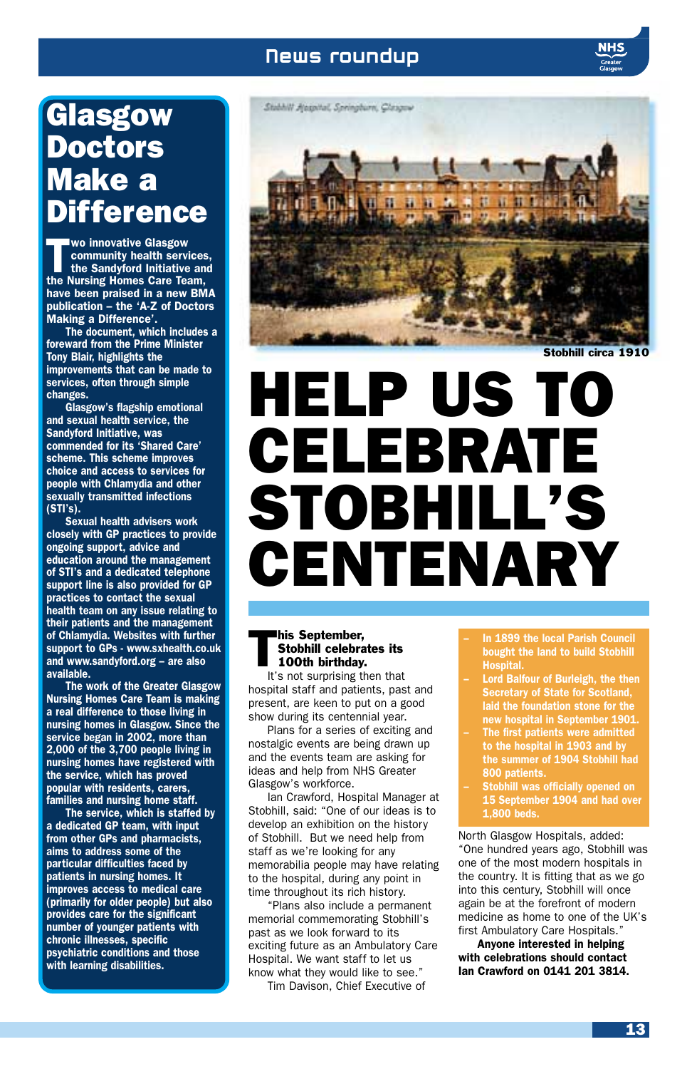# Glasgow Doctors Make a Difference

**Two innovative Glasgow community health services, the Sandyford Initiative and the Nursing Homes Care Team, have been praised in a new BMA publication – the 'A-Z of Doctors Making a Difference'.**

**The document, which includes a foreward from the Prime Minister Tony Blair, highlights the improvements that can be made to services, often through simple changes.**

**Glasgow's flagship emotional and sexual health service, the Sandyford Initiative, was commended for its 'Shared Care' scheme. This scheme improves choice and access to services for people with Chlamydia and other sexually transmitted infections (STI's).**

**Sexual health advisers work closely with GP practices to provide ongoing support, advice and education around the management of STI's and a dedicated telephone support line is also provided for GP practices to contact the sexual health team on any issue relating to their patients and the management of Chlamydia. Websites with further support to GPs - www.sxhealth.co.uk and www.sandyford.org – are also available.**

**The work of the Greater Glasgow Nursing Homes Care Team is making a real difference to those living in nursing homes in Glasgow. Since the service began in 2002, more than 2,000 of the 3,700 people living in nursing homes have registered with the service, which has proved popular with residents, carers, families and nursing home staff.**

**The service, which is staffed by a dedicated GP team, with input from other GPs and pharmacists, aims to address some of the particular difficulties faced by patients in nursing homes. It improves access to medical care (primarily for older people) but also provides care for the significant number of younger patients with chronic illnesses, specific psychiatric conditions and those with learning disabilities.**

*Stobhill Hospital, Springburn, Glasgow*

**Stobhill circa 1910**

# HELP US TO CELEBRATE STOBHILL'S CENTENARY

**This September, Stobhill celebrates its 100th birthday.**

It's not surprising then that hospital staff and patients, past and present, are keen to put on a good show during its centennial year.

Plans for a series of exciting and nostalgic events are being drawn up and the events team are asking for ideas and help from NHS Greater Glasgow's workforce.

Ian Crawford, Hospital Manager at Stobhill, said: "One of our ideas is to develop an exhibition on the history of Stobhill. But we need help from staff as we're looking for any memorabilia people may have relating to the hospital, during any point in time throughout its rich history.

"Plans also include a permanent memorial commemorating Stobhill's past as we look forward to its exciting future as an Ambulatory Care Hospital. We want staff to let us know what they would like to see."

Tim Davison, Chief Executive of North Glasgow Hospitals, added: "One hundred years ago, Stobhill was one of the most modern hospitals in the country. It is fitting that as we go into this century, Stobhill will once again be at the forefront of modern medicine as home to one of the UK's first Ambulatory Care Hospitals."

**Anyone interested in helping with celebrations should contact Ian Crawford on 0141 201 3814.**

- **In 1899 the local Parish Council bought the land to build Stobhill Hospital.**
- **Lord Balfour of Burleigh, the then Secretary of State for Scotland, laid the foundation stone for the new hospital in September 1901.**
- **The first patients were admitted to the hospital in 1903 and by the summer of 1904 Stobhill had 800 patients.**
- **Stobhill was officially opened on 15 September 1904 and had over 1,800 beds.**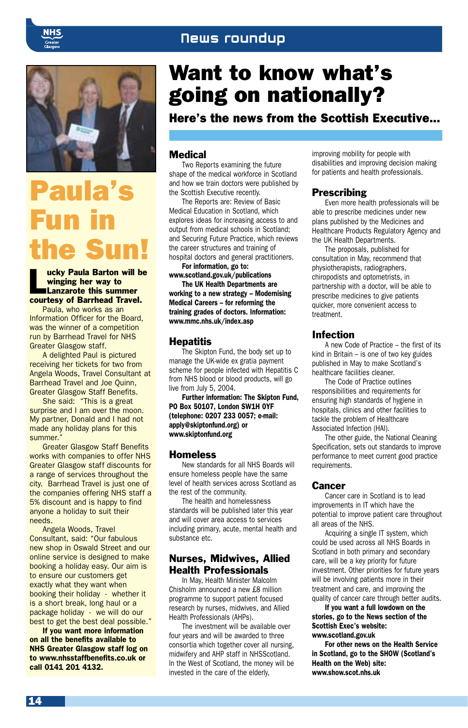# Paula's Fun in the Sun!

**Lucky Paula Barton will be winging her way to Lanzarote this summer courtesy of Barrhead Travel.**

Paula, who works as an Information Officer for the Board, was the winner of a competition run by Barrhead Travel for NHS Greater Glasgow staff.

A delighted Paul is pictured receiving her tickets for two from Angela Woods, Travel Consultant at Barrhead Travel and Joe Quinn, Greater Glasgow Staff Benefits.

She said: "This is a great surprise and I am over the moon. My partner, Donald and I had not made any holiday plans for this summer."

Greater Glasgow Staff Benefits works with companies to offer NHS Greater Glasgow staff discounts for a range of services throughout the city. Barrhead Travel is just one of the companies offering NHS staff a 5% discount and is happy to find anyone a holiday to suit their needs.

Angela Woods, Travel Consultant, said: "Our fabulous new shop in Oswald Street and our online service is designed to make booking a holiday easy. Our aim is to ensure our customers get exactly what they want when booking their holiday - whether it is a short break, long haul or a package holiday - we will do our best to get the best deal possible."

**If you want more information on all the benefits available to NHS Greater Glasgow staff log on to www.nhsstaffbenefits.co.uk or call 0141 201 4132.**

# Want to know what's going on nationally?

## Here's the news from the Scottish Executive...

### Medical

Two Reports examining the future shape of the medical workforce in Scotland and how we train doctors were published by the Scottish Executive recently.

The Reports are: Review of Basic Medical Education in Scotland, which explores ideas for increasing access to and output from medical schools in Scotland; and Securing Future Practice, which reviews the career structures and training of hospital doctors and general practitioners.

**For information, go to: www.scotland.gov.uk/publications**

**The UK Health Departments are working to a new strategy – Modernising Medical Careers – for reforming the training grades of doctors. Information: www.mmc.nhs.uk/index.asp**

### Hepatitis

The Skipton Fund, the body set up to manage the UK-wide ex gratia payment scheme for people infected with Hepatitis C from NHS blood or blood products, will go live from July 5, 2004.

**Further information: The Skipton Fund, PO Box 50107, London SW1H 0YF (telephone: 0207 233 0057; e-mail: apply@skiptonfund.org) or www.skiptonfund.org**

### Homeless

New standards for all NHS Boards will ensure homeless people have the same level of health services across Scotland as the rest of the community.

The health and homelessness standards will be published later this year and will cover area access to services including primary, acute, mental health and substance etc.

### Nurses, Midwives, Allied Health Professionals

In May, Health Minister Malcolm Chisholm announced a new £8 million programme to support patient focused research by nurses, midwives, and Allied Health Professionals (AHPs).

The investment will be available over four years and will be awarded to three consortia which together cover all nursing, midwifery and AHP staff in NHSScotland. In the West of Scotland, the money will be invested in the care of the elderly, improving mobility for people with disabilities and improving decision making for patients and health professionals.

### Prescribing

Even more health professionals will be able to prescribe medicines under new plans published by the Medicines and Healthcare Products Regulatory Agency and the UK Health Departments.

The proposals, published for consultation in May, recommend that physiotherapists, radiographers, chiropodists and optometrists, in partnership with a doctor, will be able to prescribe medicines to give patients quicker, more convenient access to treatment.

### Infection

A new Code of Practice – the first of its kind in Britain – is one of two key guides published in May to make Scotland's healthcare facilities cleaner.

The Code of Practice outlines responsibilities and requirements for ensuring high standards of hygiene in hospitals, clinics and other facilities to tackle the problem of Healthcare Associated Infection (HAI).

The other guide, the National Cleaning Specification, sets out standards to improve performance to meet current good practice requirements.

### Cancer

Cancer care in Scotland is to lead improvements in IT which have the potential to improve patient care throughout all areas of the NHS.

Acquiring a single IT system, which could be used across all NHS Boards in Scotland in both primary and secondary care, will be a key priority for future investment. Other priorities for future years will be involving patients more in their treatment and care, and improving the quality of cancer care through better audits.

**If you want a full lowdown on the stories, go to the News section of the Scottish Exec's website: www.scotland.gov.uk**

**For other news on the Health Service in Scotland, go to the SHOW (Scotland's Health on the Web) site: www.show.scot.nhs.uk**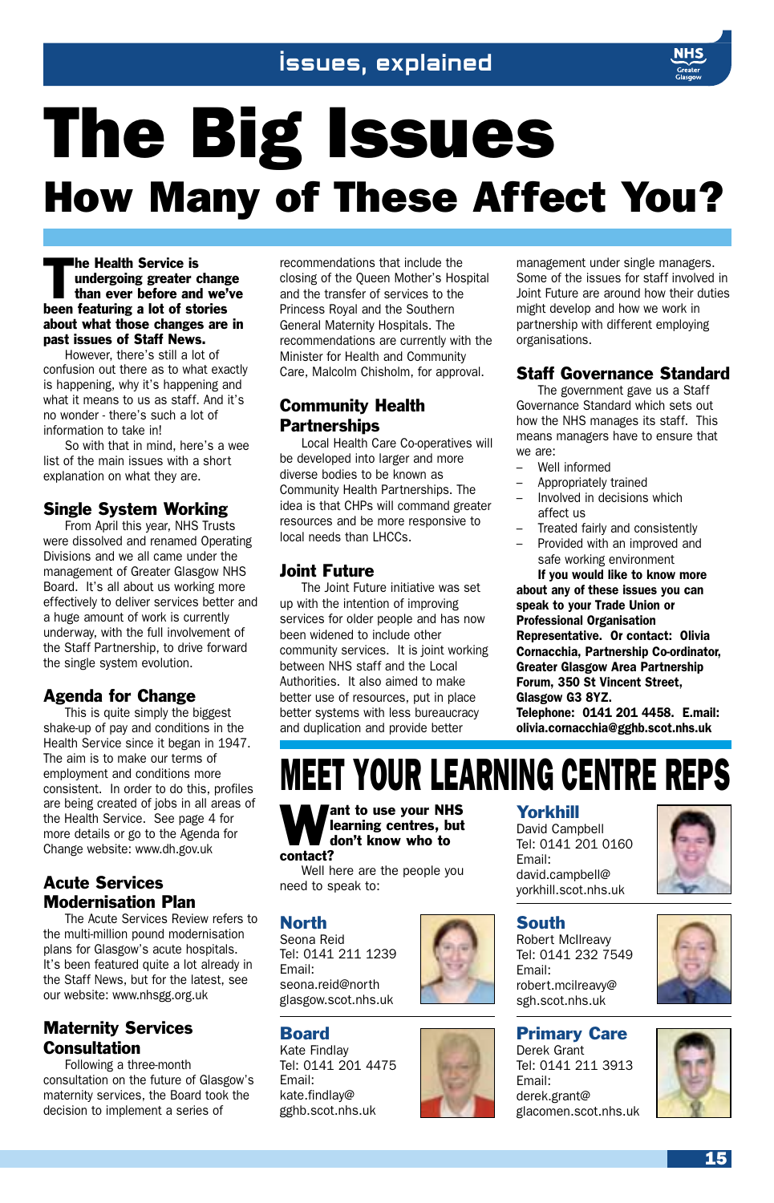# The Big Issues

## How Many of These Affect You?

**The Health Service is undergoing greater change than ever before and we've been featuring a lot of stories about what those changes are in past issues of Staff News.**

However, there's still a lot of confusion out there as to what exactly is happening, why it's happening and what it means to us as staff. And it's no wonder - there's such a lot of information to take in!

So with that in mind, here's a wee list of the main issues with a short explanation on what they are.

### Single System Working

From April this year, NHS Trusts were dissolved and renamed Operating Divisions and we all came under the management of Greater Glasgow NHS Board. It's all about us working more effectively to deliver services better and a huge amount of work is currently underway, with the full involvement of the Staff Partnership, to drive forward the single system evolution.

### Agenda for Change

This is quite simply the biggest shake-up of pay and conditions in the Health Service since it began in 1947. The aim is to make our terms of employment and conditions more consistent. In order to do this, profiles are being created of jobs in all areas of the Health Service. See page 4 for more details or go to the Agenda for Change website: www.dh.gov.uk

### Acute Services Modernisation Plan

The Acute Services Review refers to the multi-million pound modernisation plans for Glasgow's acute hospitals. It's been featured quite a lot already in the Staff News, but for the latest, see our website: www.nhsgg.org.uk

### Maternity Services Consultation

Following a three-month consultation on the future of Glasgow's maternity services, the Board took the decision to implement a series of recommendations that include the closing of the Queen Mother's Hospital and the transfer of services to the Princess Royal and the Southern General Maternity Hospitals. The recommendations are currently with the Minister for Health and Community Care, Malcolm Chisholm, for approval.

### Community Health Partnerships

Local Health Care Co-operatives will be developed into larger and more diverse bodies to be known as Community Health Partnerships. The idea is that CHPs will command greater resources and be more responsive to local needs than LHCCs.

### Joint Future

The Joint Future initiative was set up with the intention of improving services for older people and has now been widened to include other community services. It is joint working between NHS staff and the Local Authorities. It also aimed to make better use of resources, put in place better systems with less bureaucracy and duplication and provide better management under single managers. Some of the issues for staff involved in Joint Future are around how their duties might develop and how we work in partnership with different employing organisations.

### Staff Governance Standard

The government gave us a Staff Governance Standard which sets out how the NHS manages its staff. This means managers have to ensure that we are:

- Well informed
- Appropriately trained
- Involved in decisions which affect us
- Treated fairly and consistently
- Provided with an improved and safe working environment

**If you would like to know more about any of these issues you can speak to your Trade Union or Professional Organisation Representative. Or contact: Olivia Cornacchia, Partnership Co-ordinator, Greater Glasgow Area Partnership Forum, 350 St Vincent Street, Glasgow G3 8YZ. Telephone: 0141 201 4458. E.mail: olivia.cornacchia@gghb.scot.nhs.uk**

# MEET YOUR LEARNING CENTRE REPS

**Want to use your NHS learning centres, but don't know who to contact?**

Well here are the people you need to speak to:

### North

Seona Reid
Tel: 0141 211 1239
Email: seona.reid@northglasgow.scot.nhs.uk

### Board

Kate Findlay
Tel: 0141 201 4475
Email: kate.findlay@gghb.scot.nhs.uk

### Yorkhill

David Campbell
Tel: 0141 201 0160
Email: david.campbell@yorkhill.scot.nhs.uk

### South

Robert McIlreavy
Tel: 0141 232 7549
Email: robert.mcilreavy@sgh.scot.nhs.uk

### Primary Care

Derek Grant
Tel: 0141 211 3913
Email: derek.grant@glacomen.scot.nhs.uk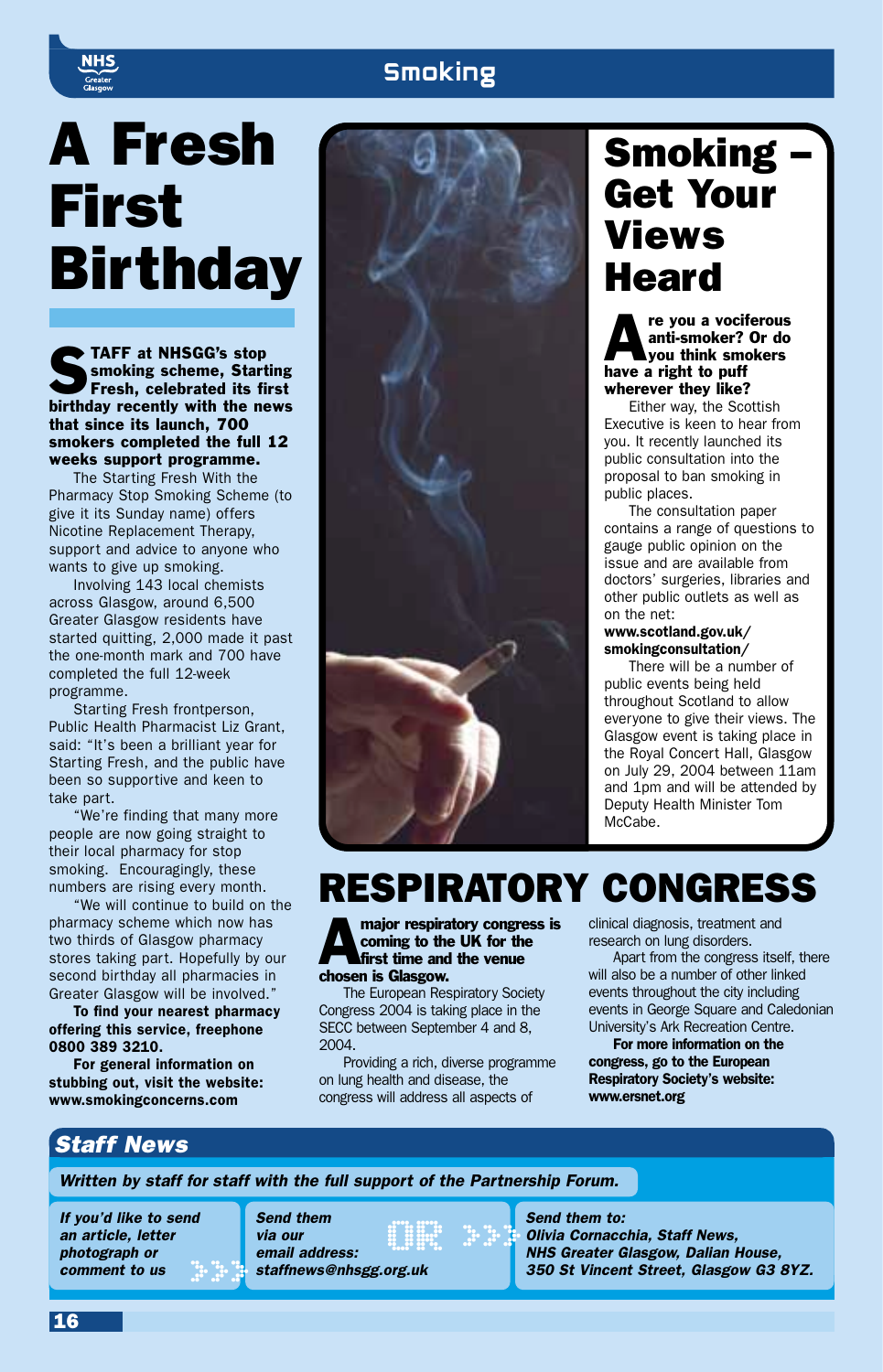# A Fresh First Birthday

**STAFF at NHSGG's stop smoking scheme, Starting Fresh, celebrated its first birthday recently with the news that since its launch, 700 smokers completed the full 12 weeks support programme.**

The Starting Fresh With the Pharmacy Stop Smoking Scheme (to give it its Sunday name) offers Nicotine Replacement Therapy, support and advice to anyone who wants to give up smoking.

Involving 143 local chemists across Glasgow, around 6,500 Greater Glasgow residents have started quitting, 2,000 made it past the one-month mark and 700 have completed the full 12-week programme.

Starting Fresh frontperson, Public Health Pharmacist Liz Grant, said: "It's been a brilliant year for Starting Fresh, and the public have been so supportive and keen to take part.

"We're finding that many more people are now going straight to their local pharmacy for stop smoking. Encouragingly, these numbers are rising every month.

"We will continue to build on the pharmacy scheme which now has two thirds of Glasgow pharmacy stores taking part. Hopefully by our second birthday all pharmacies in Greater Glasgow will be involved."

**To find your nearest pharmacy offering this service, freephone 0800 389 3210.**

**For general information on stubbing out, visit the website: www.smokingconcerns.com**

# Smoking – Get Your Views Heard

**Are you a vociferous anti-smoker? Or do you think smokers have a right to puff wherever they like?**

Either way, the Scottish Executive is keen to hear from you. It recently launched its public consultation into the proposal to ban smoking in public places.

The consultation paper contains a range of questions to gauge public opinion on the issue and are available from doctors' surgeries, libraries and other public outlets as well as on the net:

**www.scotland.gov.uk/smokingconsultation/**

There will be a number of public events being held throughout Scotland to allow everyone to give their views. The Glasgow event is taking place in the Royal Concert Hall, Glasgow on July 29, 2004 between 11am and 1pm and will be attended by Deputy Health Minister Tom McCabe.

# RESPIRATORY CONGRESS

**A major respiratory congress is coming to the UK for the first time and the venue chosen is Glasgow.**

The European Respiratory Society Congress 2004 is taking place in the SECC between September 4 and 8, 2004.

Providing a rich, diverse programme on lung health and disease, the congress will address all aspects of clinical diagnosis, treatment and research on lung disorders.

Apart from the congress itself, there will also be a number of other linked events throughout the city including events in George Square and Caledonian University's Ark Recreation Centre.

**For more information on the congress, go to the European Respiratory Society's website: www.ersnet.org**

## Staff News

***Written by staff for staff with the full support of the Partnership Forum.***

***If you'd like to send an article, letter photograph or comment to us*** >>> ***Send them via our email address: staffnews@nhsgg.org.uk*** OR >>> ***Send them to: Olivia Cornacchia, Staff News, NHS Greater Glasgow, Dalian House, 350 St Vincent Street, Glasgow G3 8YZ.***